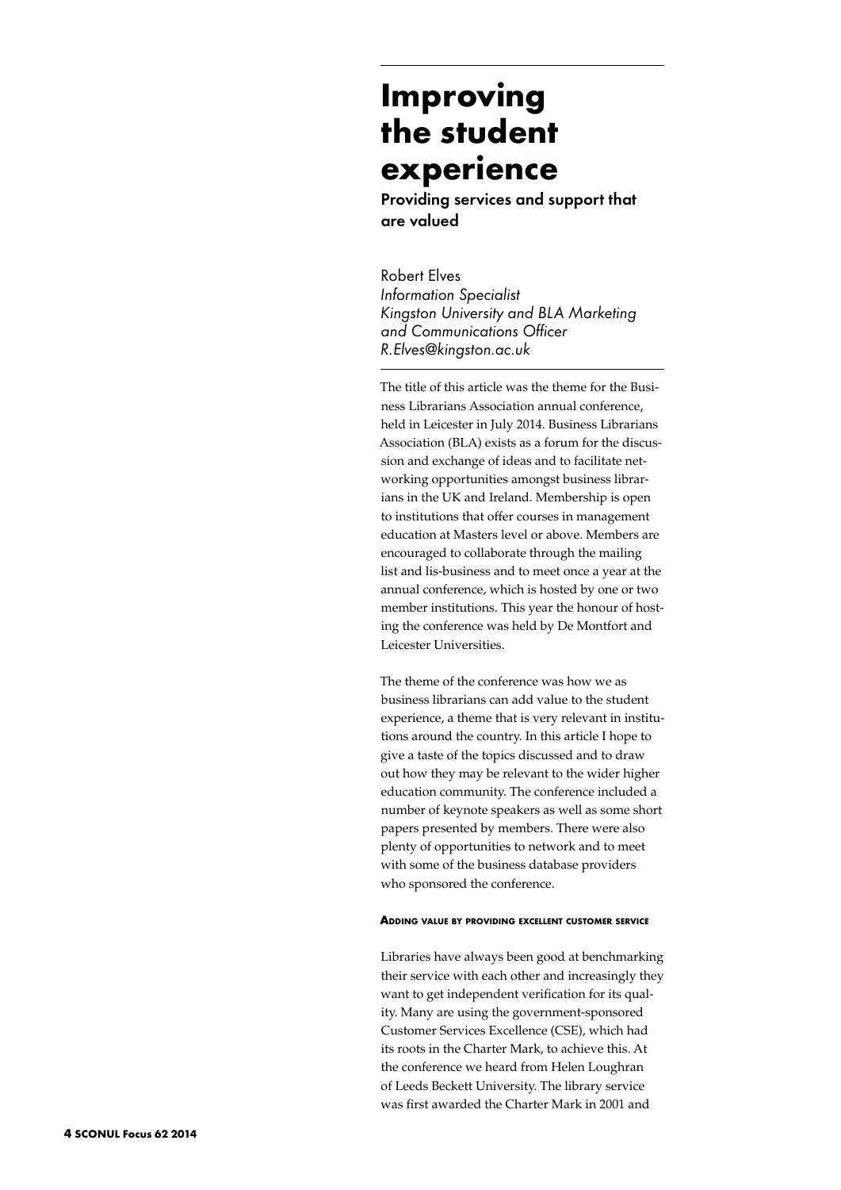# Improving the student experience

## Providing services and support that are valued

Robert Elves
*Information Specialist*
*Kingston University and BLA Marketing and Communications Officer*
*R.Elves@kingston.ac.uk*

The title of this article was the theme for the Business Librarians Association annual conference, held in Leicester in July 2014. Business Librarians Association (BLA) exists as a forum for the discussion and exchange of ideas and to facilitate networking opportunities amongst business librarians in the UK and Ireland. Membership is open to institutions that offer courses in management education at Masters level or above. Members are encouraged to collaborate through the mailing list and lis-business and to meet once a year at the annual conference, which is hosted by one or two member institutions. This year the honour of hosting the conference was held by De Montfort and Leicester Universities.

The theme of the conference was how we as business librarians can add value to the student experience, a theme that is very relevant in institutions around the country. In this article I hope to give a taste of the topics discussed and to draw out how they may be relevant to the wider higher education community. The conference included a number of keynote speakers as well as some short papers presented by members. There were also plenty of opportunities to network and to meet with some of the business database providers who sponsored the conference.

#### Adding value by providing excellent customer service

Libraries have always been good at benchmarking their service with each other and increasingly they want to get independent verification for its quality. Many are using the government-sponsored Customer Services Excellence (CSE), which had its roots in the Charter Mark, to achieve this. At the conference we heard from Helen Loughran of Leeds Beckett University. The library service was first awarded the Charter Mark in 2001 and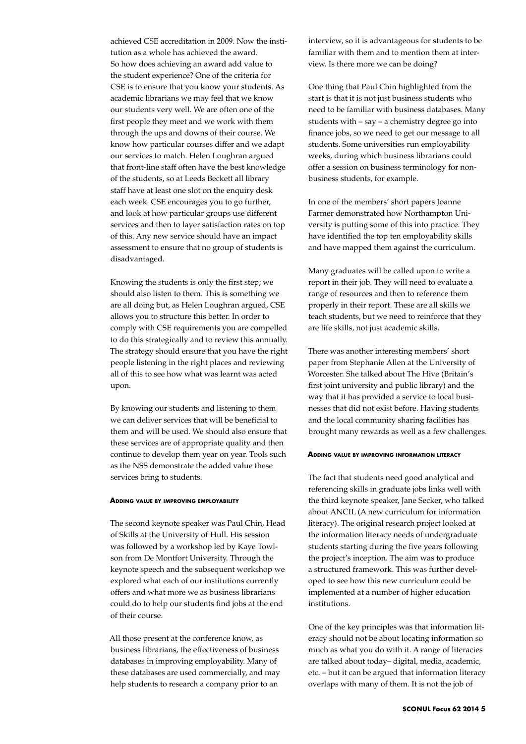achieved CSE accreditation in 2009. Now the institution as a whole has achieved the award. So how does achieving an award add value to the student experience? One of the criteria for CSE is to ensure that you know your students. As academic librarians we may feel that we know our students very well. We are often one of the first people they meet and we work with them through the ups and downs of their course. We know how particular courses differ and we adapt our services to match. Helen Loughran argued that front-line staff often have the best knowledge of the students, so at Leeds Beckett all library staff have at least one slot on the enquiry desk each week. CSE encourages you to go further, and look at how particular groups use different services and then to layer satisfaction rates on top of this. Any new service should have an impact assessment to ensure that no group of students is disadvantaged.

Knowing the students is only the first step; we should also listen to them. This is something we are all doing but, as Helen Loughran argued, CSE allows you to structure this better. In order to comply with CSE requirements you are compelled to do this strategically and to review this annually. The strategy should ensure that you have the right people listening in the right places and reviewing all of this to see how what was learnt was acted upon.

By knowing our students and listening to them we can deliver services that will be beneficial to them and will be used. We should also ensure that these services are of appropriate quality and then continue to develop them year on year. Tools such as the NSS demonstrate the added value these services bring to students.

#### Adding value by improving employability

The second keynote speaker was Paul Chin, Head of Skills at the University of Hull. His session was followed by a workshop led by Kaye Towlson from De Montfort University. Through the keynote speech and the subsequent workshop we explored what each of our institutions currently offers and what more we as business librarians could do to help our students find jobs at the end of their course.

All those present at the conference know, as business librarians, the effectiveness of business databases in improving employability. Many of these databases are used commercially, and may help students to research a company prior to an interview, so it is advantageous for students to be familiar with them and to mention them at interview. Is there more we can be doing?

One thing that Paul Chin highlighted from the start is that it is not just business students who need to be familiar with business databases. Many students with – say – a chemistry degree go into finance jobs, so we need to get our message to all students. Some universities run employability weeks, during which business librarians could offer a session on business terminology for non-business students, for example.

In one of the members' short papers Joanne Farmer demonstrated how Northampton University is putting some of this into practice. They have identified the top ten employability skills and have mapped them against the curriculum.

Many graduates will be called upon to write a report in their job. They will need to evaluate a range of resources and then to reference them properly in their report. These are all skills we teach students, but we need to reinforce that they are life skills, not just academic skills.

There was another interesting members' short paper from Stephanie Allen at the University of Worcester. She talked about The Hive (Britain's first joint university and public library) and the way that it has provided a service to local businesses that did not exist before. Having students and the local community sharing facilities has brought many rewards as well as a few challenges.

#### Adding value by improving information literacy

The fact that students need good analytical and referencing skills in graduate jobs links well with the third keynote speaker, Jane Secker, who talked about ANCIL (A new curriculum for information literacy). The original research project looked at the information literacy needs of undergraduate students starting during the five years following the project's inception. The aim was to produce a structured framework. This was further developed to see how this new curriculum could be implemented at a number of higher education institutions.

One of the key principles was that information literacy should not be about locating information so much as what you do with it. A range of literacies are talked about today– digital, media, academic, etc. – but it can be argued that information literacy overlaps with many of them. It is not the job of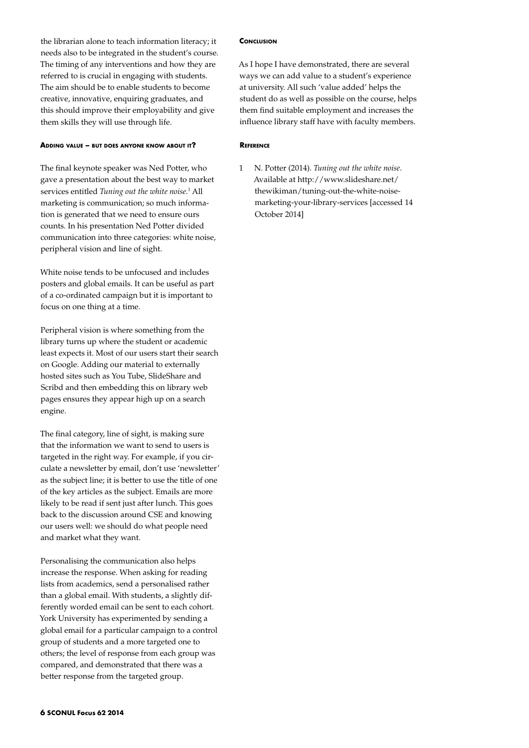the librarian alone to teach information literacy; it needs also to be integrated in the student's course. The timing of any interventions and how they are referred to is crucial in engaging with students. The aim should be to enable students to become creative, innovative, enquiring graduates, and this should improve their employability and give them skills they will use through life.

### Adding value – but does anyone know about it?

The final keynote speaker was Ned Potter, who gave a presentation about the best way to market services entitled *Tuning out the white noise*.[1] All marketing is communication; so much information is generated that we need to ensure ours counts. In his presentation Ned Potter divided communication into three categories: white noise, peripheral vision and line of sight.

White noise tends to be unfocused and includes posters and global emails. It can be useful as part of a co-ordinated campaign but it is important to focus on one thing at a time.

Peripheral vision is where something from the library turns up where the student or academic least expects it. Most of our users start their search on Google. Adding our material to externally hosted sites such as You Tube, SlideShare and Scribd and then embedding this on library web pages ensures they appear high up on a search engine.

The final category, line of sight, is making sure that the information we want to send to users is targeted in the right way. For example, if you circulate a newsletter by email, don't use 'newsletter' as the subject line; it is better to use the title of one of the key articles as the subject. Emails are more likely to be read if sent just after lunch. This goes back to the discussion around CSE and knowing our users well: we should do what people need and market what they want.

Personalising the communication also helps increase the response. When asking for reading lists from academics, send a personalised rather than a global email. With students, a slightly differently worded email can be sent to each cohort. York University has experimented by sending a global email for a particular campaign to a control group of students and a more targeted one to others; the level of response from each group was compared, and demonstrated that there was a better response from the targeted group.

### Conclusion

As I hope I have demonstrated, there are several ways we can add value to a student's experience at university. All such 'value added' helps the student do as well as possible on the course, helps them find suitable employment and increases the influence library staff have with faculty members.

### Reference

1 N. Potter (2014). *Tuning out the white noise*. Available at http://www.slideshare.net/thewikiman/tuning-out-the-white-noise-marketing-your-library-services [accessed 14 October 2014]